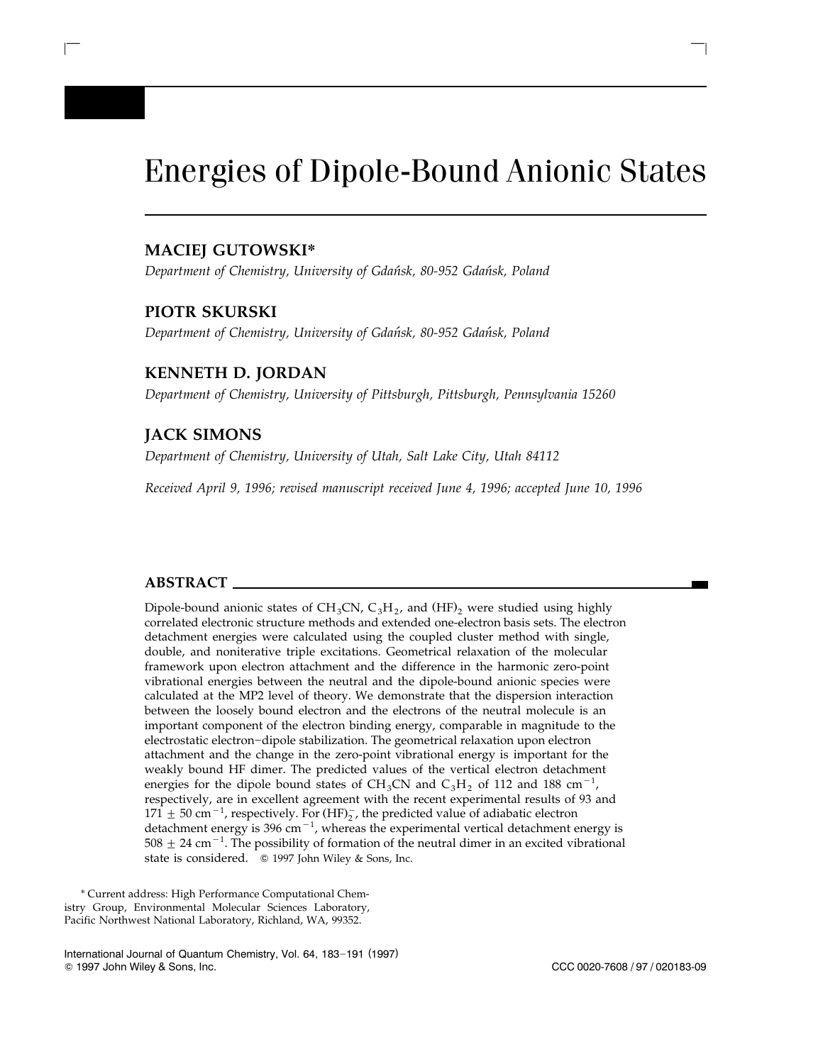# Energies of Dipole-Bound Anionic States

**MACIEJ GUTOWSKI***

*Department of Chemistry, University of Gdańsk, 80-952 Gdańsk, Poland*

**PIOTR SKURSKI**

*Department of Chemistry, University of Gdańsk, 80-952 Gdańsk, Poland*

**KENNETH D. JORDAN**

*Department of Chemistry, University of Pittsburgh, Pittsburgh, Pennsylvania 15260*

**JACK SIMONS**

*Department of Chemistry, University of Utah, Salt Lake City, Utah 84112*

*Received April 9, 1996; revised manuscript received June 4, 1996; accepted June 10, 1996*

## ABSTRACT

Dipole-bound anionic states of $CH_3CN$, $C_3H_2$, and $(HF)_2$ were studied using highly correlated electronic structure methods and extended one-electron basis sets. The electron detachment energies were calculated using the coupled cluster method with single, double, and noniterative triple excitations. Geometrical relaxation of the molecular framework upon electron attachment and the difference in the harmonic zero-point vibrational energies between the neutral and the dipole-bound anionic species were calculated at the MP2 level of theory. We demonstrate that the dispersion interaction between the loosely bound electron and the electrons of the neutral molecule is an important component of the electron binding energy, comparable in magnitude to the electrostatic electron–dipole stabilization. The geometrical relaxation upon electron attachment and the change in the zero-point vibrational energy is important for the weakly bound HF dimer. The predicted values of the vertical electron detachment energies for the dipole bound states of $CH_3CN$ and $C_3H_2$ of 112 and 188 $cm^{-1}$, respectively, are in excellent agreement with the recent experimental results of 93 and $171 \pm 50$ $cm^{-1}$, respectively. For $(HF)_2^-$, the predicted value of adiabatic electron detachment energy is 396 $cm^{-1}$, whereas the experimental vertical detachment energy is $508 \pm 24$ $cm^{-1}$. The possibility of formation of the neutral dimer in an excited vibrational state is considered. © 1997 John Wiley & Sons, Inc.

* Current address: High Performance Computational Chemistry Group, Environmental Molecular Sciences Laboratory, Pacific Northwest National Laboratory, Richland, WA, 99352.

International Journal of Quantum Chemistry, Vol. 64, 183–191 (1997)
© 1997 John Wiley & Sons, Inc. CCC 0020-7608 / 97 / 020183-09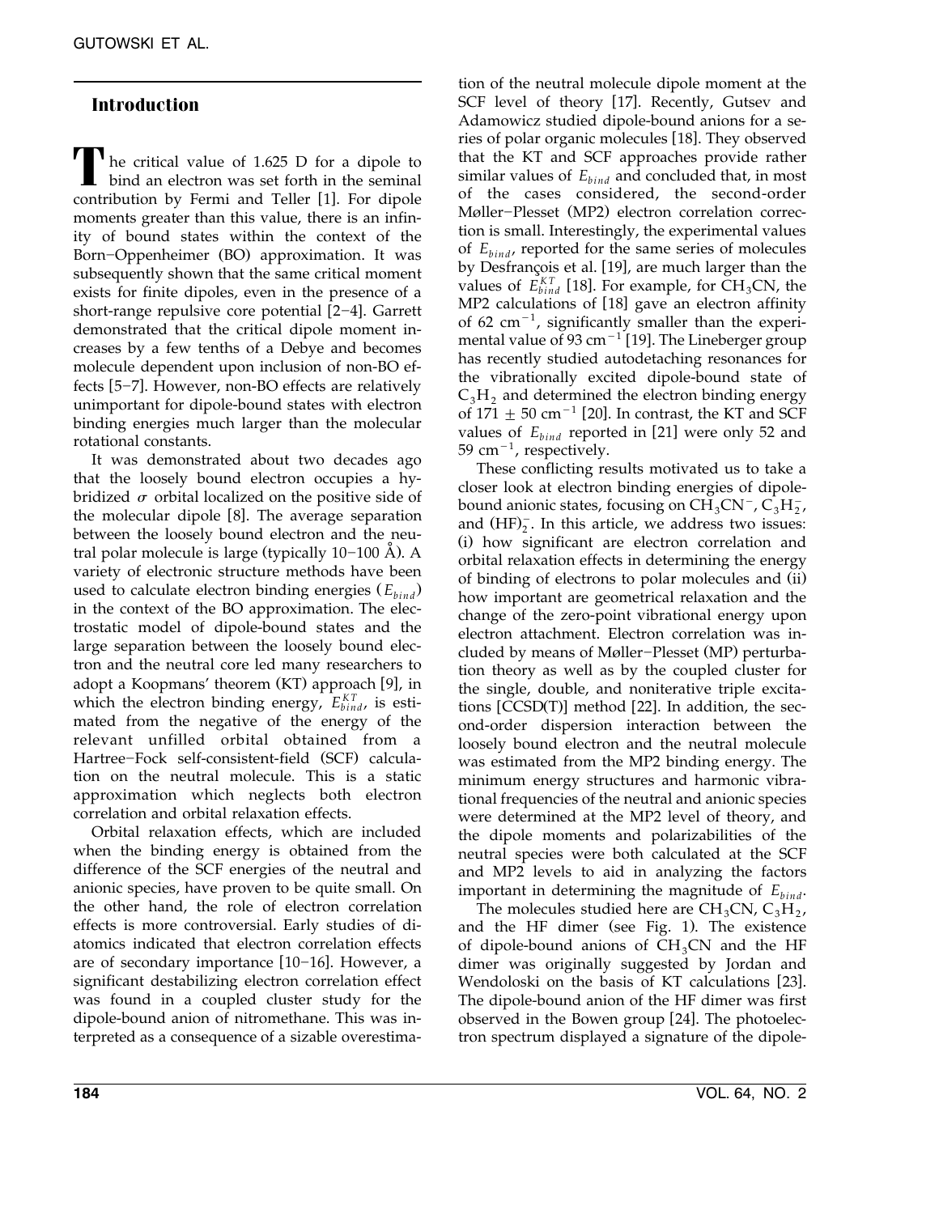## Introduction

The critical value of 1.625 D for a dipole to bind an electron was set forth in the seminal contribution by Fermi and Teller [1]. For dipole moments greater than this value, there is an infinity of bound states within the context of the Born–Oppenheimer (BO) approximation. It was subsequently shown that the same critical moment exists for finite dipoles, even in the presence of a short-range repulsive core potential [2–4]. Garrett demonstrated that the critical dipole moment increases by a few tenths of a Debye and becomes molecule dependent upon inclusion of non-BO effects [5–7]. However, non-BO effects are relatively unimportant for dipole-bound states with electron binding energies much larger than the molecular rotational constants.

It was demonstrated about two decades ago that the loosely bound electron occupies a hybridized $\sigma$ orbital localized on the positive side of the molecular dipole [8]. The average separation between the loosely bound electron and the neutral polar molecule is large (typically 10–100 Å). A variety of electronic structure methods have been used to calculate electron binding energies ($E_{bind}$) in the context of the BO approximation. The electrostatic model of dipole-bound states and the large separation between the loosely bound electron and the neutral core led many researchers to adopt a Koopmans' theorem (KT) approach [9], in which the electron binding energy, $E_{bind}^{KT}$, is estimated from the negative of the energy of the relevant unfilled orbital obtained from a Hartree–Fock self-consistent-field (SCF) calculation on the neutral molecule. This is a static approximation which neglects both electron correlation and orbital relaxation effects.

Orbital relaxation effects, which are included when the binding energy is obtained from the difference of the SCF energies of the neutral and anionic species, have proven to be quite small. On the other hand, the role of electron correlation effects is more controversial. Early studies of diatomics indicated that electron correlation effects are of secondary importance [10–16]. However, a significant destabilizing electron correlation effect was found in a coupled cluster study for the dipole-bound anion of nitromethane. This was interpreted as a consequence of a sizable overestimation of the neutral molecule dipole moment at the SCF level of theory [17]. Recently, Gutsev and Adamowicz studied dipole-bound anions for a series of polar organic molecules [18]. They observed that the KT and SCF approaches provide rather similar values of $E_{bind}$ and concluded that, in most of the cases considered, the second-order Møller–Plesset (MP2) electron correlation correction is small. Interestingly, the experimental values of $E_{bind}$, reported for the same series of molecules by Desfrançois et al. [19], are much larger than the values of $E_{bind}^{KT}$ [18]. For example, for $CH_3CN$, the MP2 calculations of [18] gave an electron affinity of 62 cm$^{-1}$, significantly smaller than the experimental value of 93 cm$^{-1}$ [19]. The Lineberger group has recently studied autodetaching resonances for the vibrationally excited dipole-bound state of $C_3H_2$ and determined the electron binding energy of 171 ± 50 cm$^{-1}$ [20]. In contrast, the KT and SCF values of $E_{bind}$ reported in [21] were only 52 and 59 cm$^{-1}$, respectively.

These conflicting results motivated us to take a closer look at electron binding energies of dipole-bound anionic states, focusing on $CH_3CN^-$, $C_3H_2^-$, and $(HF)_2^-$. In this article, we address two issues: (i) how significant are electron correlation and orbital relaxation effects in determining the energy of binding of electrons to polar molecules and (ii) how important are geometrical relaxation and the change of the zero-point vibrational energy upon electron attachment. Electron correlation was included by means of Møller–Plesset (MP) perturbation theory as well as by the coupled cluster for the single, double, and noniterative triple excitations [CCSD(T)] method [22]. In addition, the second-order dispersion interaction between the loosely bound electron and the neutral molecule was estimated from the MP2 binding energy. The minimum energy structures and harmonic vibrational frequencies of the neutral and anionic species were determined at the MP2 level of theory, and the dipole moments and polarizabilities of the neutral species were both calculated at the SCF and MP2 levels to aid in analyzing the factors important in determining the magnitude of $E_{bind}$.

The molecules studied here are $CH_3CN$, $C_3H_2$, and the HF dimer (see Fig. 1). The existence of dipole-bound anions of $CH_3CN$ and the HF dimer was originally suggested by Jordan and Wendoloski on the basis of KT calculations [23]. The dipole-bound anion of the HF dimer was first observed in the Bowen group [24]. The photoelectron spectrum displayed a signature of the dipole-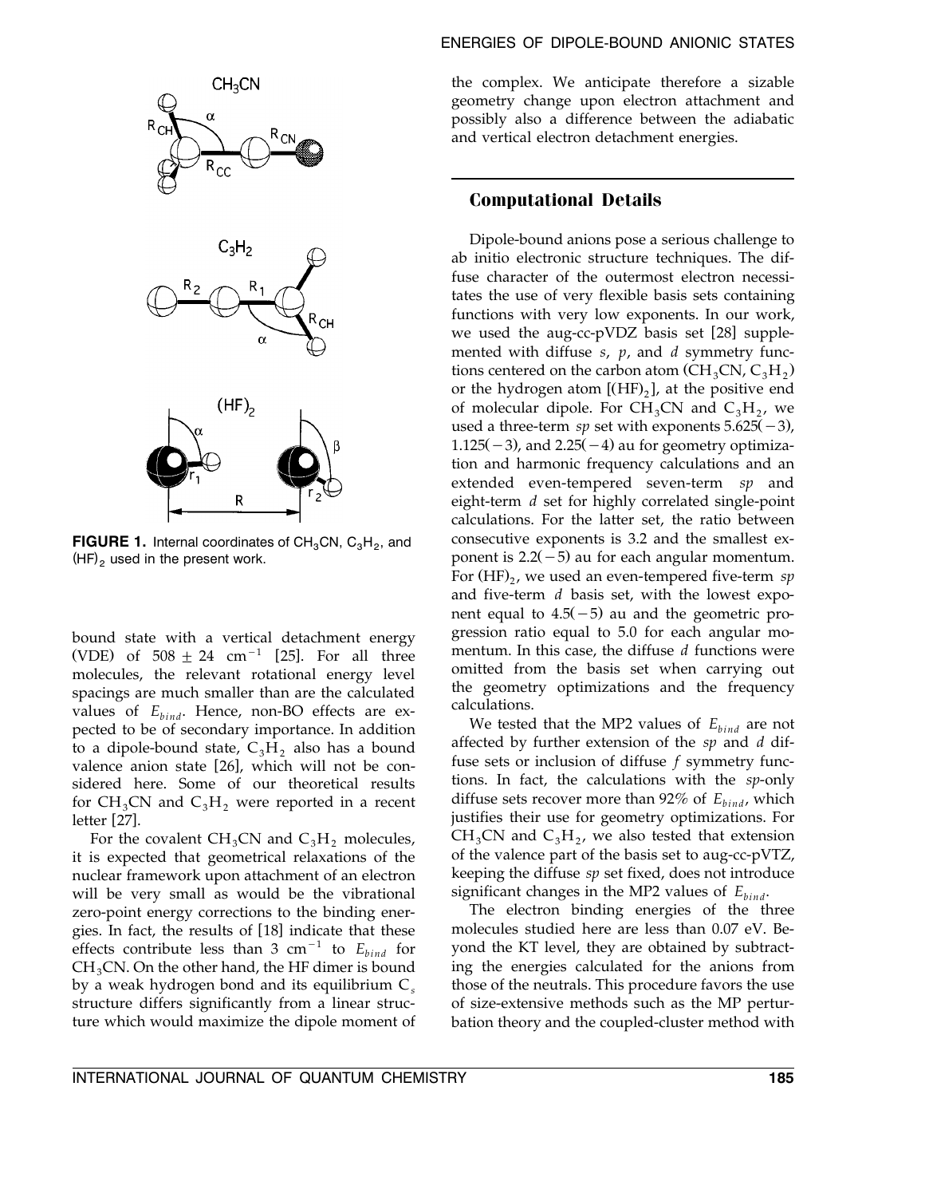**FIGURE 1.** Internal coordinates of $CH_3CN$, $C_3H_2$, and $(HF)_2$ used in the present work.

bound state with a vertical detachment energy (VDE) of $508 \pm 24$ $cm^{-1}$ [25]. For all three molecules, the relevant rotational energy level spacings are much smaller than are the calculated values of $E_{bind}$. Hence, non-BO effects are expected to be of secondary importance. In addition to a dipole-bound state, $C_3H_2$ also has a bound valence anion state [26], which will not be considered here. Some of our theoretical results for $CH_3CN$ and $C_3H_2$ were reported in a recent letter [27].

For the covalent $CH_3CN$ and $C_3H_2$ molecules, it is expected that geometrical relaxations of the nuclear framework upon attachment of an electron will be very small as would be the vibrational zero-point energy corrections to the binding energies. In fact, the results of [18] indicate that these effects contribute less than 3 $cm^{-1}$ to $E_{bind}$ for $CH_3CN$. On the other hand, the HF dimer is bound by a weak hydrogen bond and its equilibrium $C_s$ structure differs significantly from a linear structure which would maximize the dipole moment of the complex. We anticipate therefore a sizable geometry change upon electron attachment and possibly also a difference between the adiabatic and vertical electron detachment energies.

## Computational Details

Dipole-bound anions pose a serious challenge to ab initio electronic structure techniques. The diffuse character of the outermost electron necessitates the use of very flexible basis sets containing functions with very low exponents. In our work, we used the aug-cc-pVDZ basis set [28] supplemented with diffuse *s*, *p*, and *d* symmetry functions centered on the carbon atom ($CH_3CN$, $C_3H_2$) or the hydrogen atom [$(HF)_2$], at the positive end of molecular dipole. For $CH_3CN$ and $C_3H_2$, we used a three-term *sp* set with exponents 5.625(−3), 1.125(−3), and 2.25(−4) au for geometry optimization and harmonic frequency calculations and an extended even-tempered seven-term *sp* and eight-term *d* set for highly correlated single-point calculations. For the latter set, the ratio between consecutive exponents is 3.2 and the smallest exponent is 2.2(−5) au for each angular momentum. For $(HF)_2$, we used an even-tempered five-term *sp* and five-term *d* basis set, with the lowest exponent equal to 4.5(−5) au and the geometric progression ratio equal to 5.0 for each angular momentum. In this case, the diffuse *d* functions were omitted from the basis set when carrying out the geometry optimizations and the frequency calculations.

We tested that the MP2 values of $E_{bind}$ are not affected by further extension of the *sp* and *d* diffuse sets or inclusion of diffuse *f* symmetry functions. In fact, the calculations with the *sp*-only diffuse sets recover more than 92% of $E_{bind}$, which justifies their use for geometry optimizations. For $CH_3CN$ and $C_3H_2$, we also tested that extension of the valence part of the basis set to aug-cc-pVTZ, keeping the diffuse *sp* set fixed, does not introduce significant changes in the MP2 values of $E_{bind}$.

The electron binding energies of the three molecules studied here are less than 0.07 eV. Beyond the KT level, they are obtained by subtracting the energies calculated for the anions from those of the neutrals. This procedure favors the use of size-extensive methods such as the MP perturbation theory and the coupled-cluster method with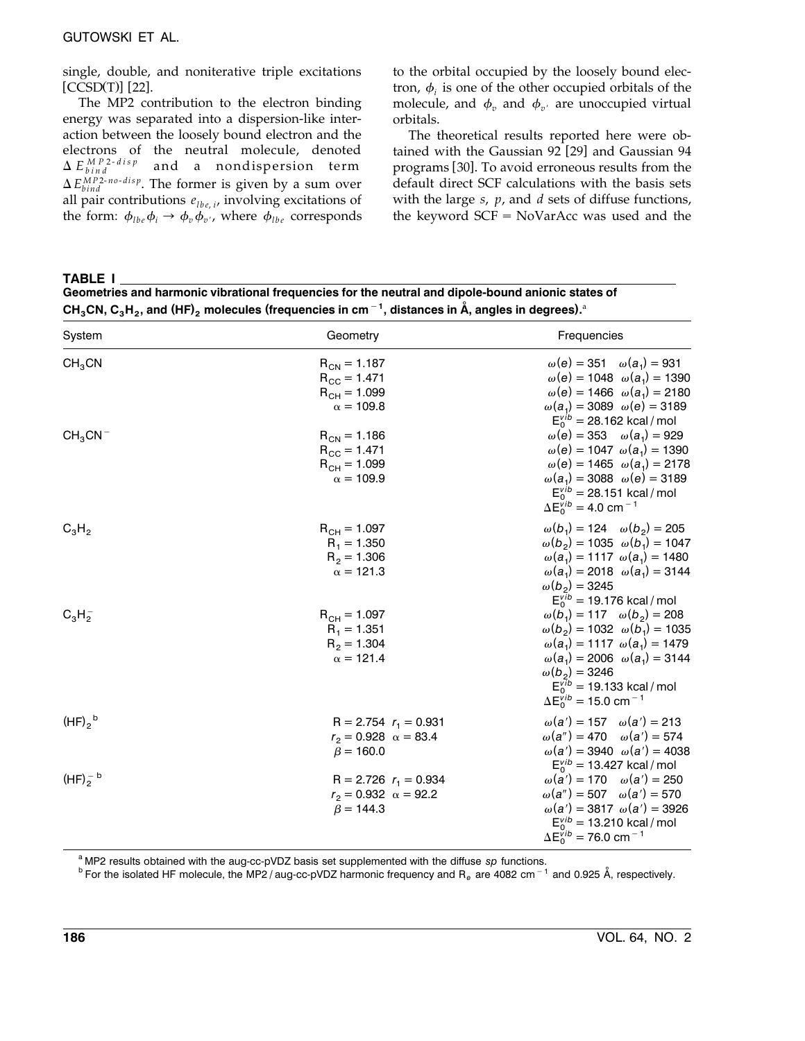single, double, and noniterative triple excitations [CCSD(T)] [22].

The MP2 contribution to the electron binding energy was separated into a dispersion-like interaction between the loosely bound electron and the electrons of the neutral molecule, denoted $\Delta E_{bind}^{MP2\text{-}disp}$ and a nondispersion term $\Delta E_{bind}^{MP2\text{-}no\text{-}disp}$. The former is given by a sum over all pair contributions $e_{lbe,i}$, involving excitations of the form: $\phi_{lbe}\phi_i \rightarrow \phi_v\phi_{v'}$, where $\phi_{lbe}$ corresponds to the orbital occupied by the loosely bound electron, $\phi_i$ is one of the other occupied orbitals of the molecule, and $\phi_v$ and $\phi_{v'}$ are unoccupied virtual orbitals.

The theoretical results reported here were obtained with the Gaussian 92 [29] and Gaussian 94 programs [30]. To avoid erroneous results from the default direct SCF calculations with the basis sets with the large *s*, *p*, and *d* sets of diffuse functions, the keyword SCF = NoVarAcc was used and the

**TABLE I**
**Geometries and harmonic vibrational frequencies for the neutral and dipole-bound anionic states of $CH_3CN$, $C_3H_2$, and $(HF)_2$ molecules (frequencies in cm$^{-1}$, distances in Å, angles in degrees).**[a]

| System | Geometry | Frequencies |
|---|---|---|
| $CH_3CN$ | $R_{CN} = 1.187$<br>$R_{CC} = 1.471$<br>$R_{CH} = 1.099$<br>$\alpha = 109.8$ | $\omega(e) = 351$ $\omega(a_1) = 931$<br>$\omega(e) = 1048$ $\omega(a_1) = 1390$<br>$\omega(e) = 1466$ $\omega(a_1) = 2180$<br>$\omega(a_1) = 3089$ $\omega(e) = 3189$<br>$E_0^{vib} = 28.162$ kcal/mol |
| $CH_3CN^-$ | $R_{CN} = 1.186$<br>$R_{CC} = 1.471$<br>$R_{CH} = 1.099$<br>$\alpha = 109.9$ | $\omega(e) = 353$ $\omega(a_1) = 929$<br>$\omega(e) = 1047$ $\omega(a_1) = 1390$<br>$\omega(e) = 1465$ $\omega(a_1) = 2178$<br>$\omega(a_1) = 3088$ $\omega(e) = 3189$<br>$E_0^{vib} = 28.151$ kcal/mol<br>$\Delta E_0^{vib} = 4.0$ cm$^{-1}$ |
| $C_3H_2$ | $R_{CH} = 1.097$<br>$R_1 = 1.350$<br>$R_2 = 1.306$<br>$\alpha = 121.3$ | $\omega(b_1) = 124$ $\omega(b_2) = 205$<br>$\omega(b_2) = 1035$ $\omega(b_1) = 1047$<br>$\omega(a_1) = 1117$ $\omega(a_1) = 1480$<br>$\omega(a_1) = 2018$ $\omega(a_1) = 3144$<br>$\omega(b_2) = 3245$<br>$E_0^{vib} = 19.176$ kcal/mol |
| $C_3H_2^-$ | $R_{CH} = 1.097$<br>$R_1 = 1.351$<br>$R_2 = 1.304$<br>$\alpha = 121.4$ | $\omega(b_1) = 117$ $\omega(b_2) = 208$<br>$\omega(b_2) = 1032$ $\omega(b_1) = 1035$<br>$\omega(a_1) = 1117$ $\omega(a_1) = 1479$<br>$\omega(a_1) = 2006$ $\omega(a_1) = 3144$<br>$\omega(b_2) = 3246$<br>$E_0^{vib} = 19.133$ kcal/mol<br>$\Delta E_0^{vib} = 15.0$ cm$^{-1}$ |
| $(HF)_2$[b] | $R = 2.754$ $r_1 = 0.931$<br>$r_2 = 0.928$ $\alpha = 83.4$<br>$\beta = 160.0$ | $\omega(a') = 157$ $\omega(a') = 213$<br>$\omega(a'') = 470$ $\omega(a') = 574$<br>$\omega(a') = 3940$ $\omega(a') = 4038$<br>$E_0^{vib} = 13.427$ kcal/mol |
| $(HF)_2^-$[b] | $R = 2.726$ $r_1 = 0.934$<br>$r_2 = 0.932$ $\alpha = 92.2$<br>$\beta = 144.3$ | $\omega(a') = 170$ $\omega(a') = 250$<br>$\omega(a'') = 507$ $\omega(a') = 570$<br>$\omega(a') = 3817$ $\omega(a') = 3926$<br>$E_0^{vib} = 13.210$ kcal/mol<br>$\Delta E_0^{vib} = 76.0$ cm$^{-1}$ |

[a] MP2 results obtained with the aug-cc-pVDZ basis set supplemented with the diffuse *sp* functions.
[b] For the isolated HF molecule, the MP2/aug-cc-pVDZ harmonic frequency and $R_e$ are 4082 cm$^{-1}$ and 0.925 Å, respectively.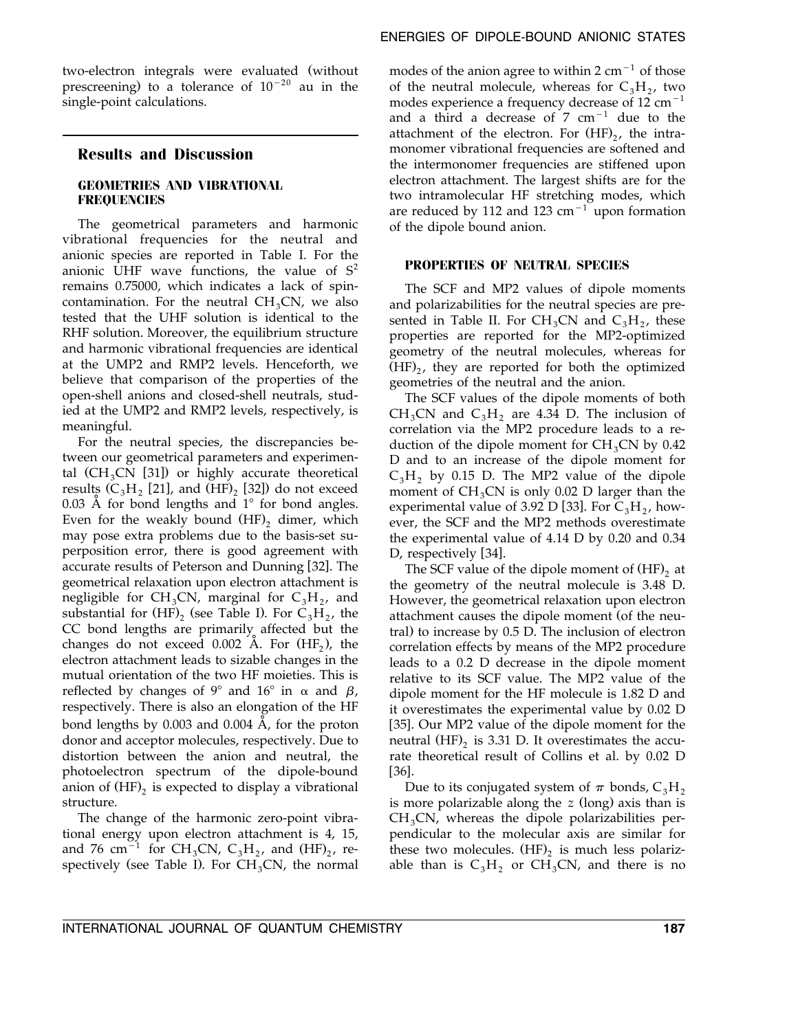two-electron integrals were evaluated (without prescreening) to a tolerance of $10^{-20}$ au in the single-point calculations.

## Results and Discussion

### GEOMETRIES AND VIBRATIONAL FREQUENCIES

The geometrical parameters and harmonic vibrational frequencies for the neutral and anionic species are reported in Table I. For the anionic UHF wave functions, the value of $S^2$ remains 0.75000, which indicates a lack of spin-contamination. For the neutral $CH_3CN$, we also tested that the UHF solution is identical to the RHF solution. Moreover, the equilibrium structure and harmonic vibrational frequencies are identical at the UMP2 and RMP2 levels. Henceforth, we believe that comparison of the properties of the open-shell anions and closed-shell neutrals, studied at the UMP2 and RMP2 levels, respectively, is meaningful.

For the neutral species, the discrepancies between our geometrical parameters and experimental ($CH_3CN$ [31]) or highly accurate theoretical results ($C_3H_2$ [21], and $(HF)_2$ [32]) do not exceed 0.03 Å for bond lengths and 1° for bond angles. Even for the weakly bound $(HF)_2$ dimer, which may pose extra problems due to the basis-set superposition error, there is good agreement with accurate results of Peterson and Dunning [32]. The geometrical relaxation upon electron attachment is negligible for $CH_3CN$, marginal for $C_3H_2$, and substantial for $(HF)_2$ (see Table I). For $C_3H_2$, the CC bond lengths are primarily affected but the changes do not exceed 0.002 Å. For $(HF_2)$, the electron attachment leads to sizable changes in the mutual orientation of the two HF moieties. This is reflected by changes of 9° and 16° in $\alpha$ and $\beta$, respectively. There is also an elongation of the HF bond lengths by 0.003 and 0.004 Å, for the proton donor and acceptor molecules, respectively. Due to distortion between the anion and neutral, the photoelectron spectrum of the dipole-bound anion of $(HF)_2$ is expected to display a vibrational structure.

The change of the harmonic zero-point vibrational energy upon electron attachment is 4, 15, and 76 $cm^{-1}$ for $CH_3CN$, $C_3H_2$, and $(HF)_2$, respectively (see Table I). For $CH_3CN$, the normal modes of the anion agree to within 2 $cm^{-1}$ of those of the neutral molecule, whereas for $C_3H_2$, two modes experience a frequency decrease of 12 $cm^{-1}$ and a third a decrease of 7 $cm^{-1}$ due to the attachment of the electron. For $(HF)_2$, the intramonomer vibrational frequencies are softened and the intermonomer frequencies are stiffened upon electron attachment. The largest shifts are for the two intramolecular HF stretching modes, which are reduced by 112 and 123 $cm^{-1}$ upon formation of the dipole bound anion.

### PROPERTIES OF NEUTRAL SPECIES

The SCF and MP2 values of dipole moments and polarizabilities for the neutral species are presented in Table II. For $CH_3CN$ and $C_3H_2$, these properties are reported for the MP2-optimized geometry of the neutral molecules, whereas for $(HF)_2$, they are reported for both the optimized geometries of the neutral and the anion.

The SCF values of the dipole moments of both $CH_3CN$ and $C_3H_2$ are 4.34 D. The inclusion of correlation via the MP2 procedure leads to a reduction of the dipole moment for $CH_3CN$ by 0.42 D and to an increase of the dipole moment for $C_3H_2$ by 0.15 D. The MP2 value of the dipole moment of $CH_3CN$ is only 0.02 D larger than the experimental value of 3.92 D [33]. For $C_3H_2$, however, the SCF and the MP2 methods overestimate the experimental value of 4.14 D by 0.20 and 0.34 D, respectively [34].

The SCF value of the dipole moment of $(HF)_2$ at the geometry of the neutral molecule is 3.48 D. However, the geometrical relaxation upon electron attachment causes the dipole moment (of the neutral) to increase by 0.5 D. The inclusion of electron correlation effects by means of the MP2 procedure leads to a 0.2 D decrease in the dipole moment relative to its SCF value. The MP2 value of the dipole moment for the HF molecule is 1.82 D and it overestimates the experimental value by 0.02 D [35]. Our MP2 value of the dipole moment for the neutral $(HF)_2$ is 3.31 D. It overestimates the accurate theoretical result of Collins et al. by 0.02 D [36].

Due to its conjugated system of $\pi$ bonds, $C_3H_2$ is more polarizable along the $z$ (long) axis than is $CH_3CN$, whereas the dipole polarizabilities perpendicular to the molecular axis are similar for these two molecules. $(HF)_2$ is much less polarizable than is $C_3H_2$ or $CH_3CN$, and there is no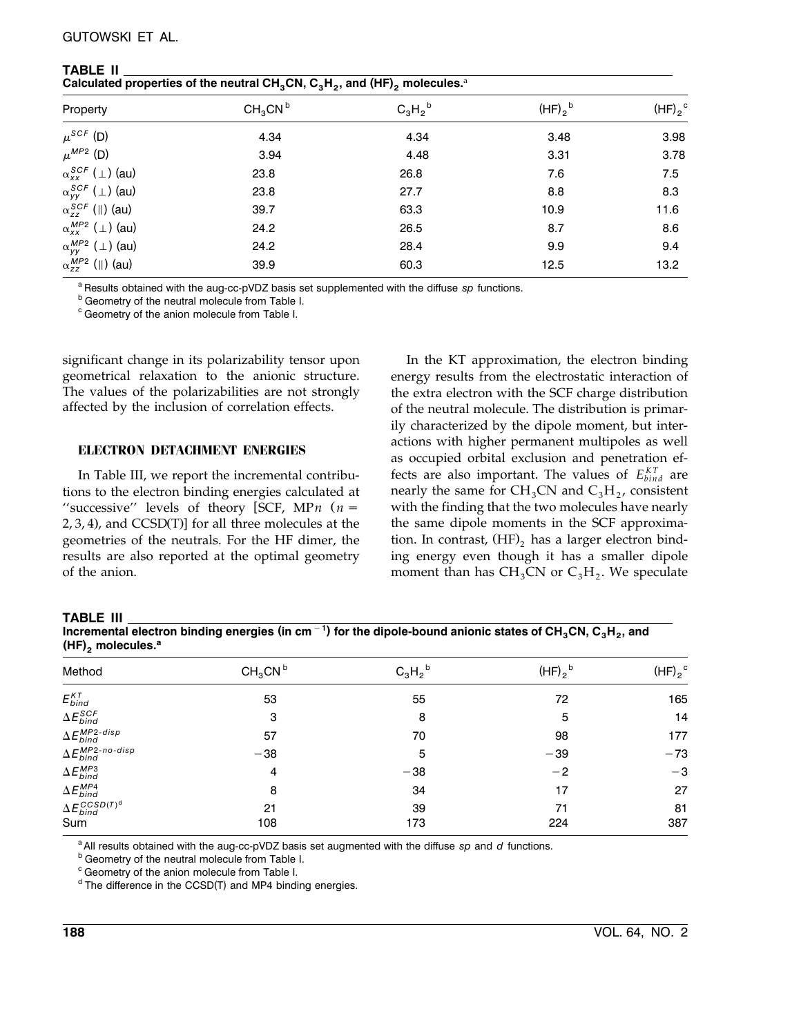**TABLE II**
**Calculated properties of the neutral $CH_3CN$, $C_3H_2$, and $(HF)_2$ molecules.**[a]

| Property | $CH_3CN$[b] | $C_3H_2$[b] | $(HF)_2$[b] | $(HF)_2$[c] |
|---|---|---|---|---|
| $\mu^{SCF}$ (D) | 4.34 | 4.34 | 3.48 | 3.98 |
| $\mu^{MP2}$ (D) | 3.94 | 4.48 | 3.31 | 3.78 |
| $\alpha_{xx}^{SCF}$ ($\perp$) (au) | 23.8 | 26.8 | 7.6 | 7.5 |
| $\alpha_{yy}^{SCF}$ ($\perp$) (au) | 23.8 | 27.7 | 8.8 | 8.3 |
| $\alpha_{zz}^{SCF}$ ($\parallel$) (au) | 39.7 | 63.3 | 10.9 | 11.6 |
| $\alpha_{xx}^{MP2}$ ($\perp$) (au) | 24.2 | 26.5 | 8.7 | 8.6 |
| $\alpha_{yy}^{MP2}$ ($\perp$) (au) | 24.2 | 28.4 | 9.9 | 9.4 |
| $\alpha_{zz}^{MP2}$ ($\parallel$) (au) | 39.9 | 60.3 | 12.5 | 13.2 |

[a] Results obtained with the aug-cc-pVDZ basis set supplemented with the diffuse *sp* functions.
[b] Geometry of the neutral molecule from Table I.
[c] Geometry of the anion molecule from Table I.

significant change in its polarizability tensor upon geometrical relaxation to the anionic structure. The values of the polarizabilities are not strongly affected by the inclusion of correlation effects.

## ELECTRON DETACHMENT ENERGIES

In Table III, we report the incremental contributions to the electron binding energies calculated at "successive" levels of theory [SCF, MP$n$ ($n = 2, 3, 4$), and CCSD(T)] for all three molecules at the geometries of the neutrals. For the HF dimer, the results are also reported at the optimal geometry of the anion.

In the KT approximation, the electron binding energy results from the electrostatic interaction of the extra electron with the SCF charge distribution of the neutral molecule. The distribution is primarily characterized by the dipole moment, but interactions with higher permanent multipoles as well as occupied orbital exclusion and penetration effects are also important. The values of $E_{bind}^{KT}$ are nearly the same for $CH_3CN$ and $C_3H_2$, consistent with the finding that the two molecules have nearly the same dipole moments in the SCF approximation. In contrast, $(HF)_2$ has a larger electron binding energy even though it has a smaller dipole moment than has $CH_3CN$ or $C_3H_2$. We speculate

**TABLE III**
**Incremental electron binding energies (in cm$^{-1}$) for the dipole-bound anionic states of $CH_3CN$, $C_3H_2$, and $(HF)_2$ molecules.**[a]

| Method | $CH_3CN$[b] | $C_3H_2$[b] | $(HF)_2$[b] | $(HF)_2$[c] |
|---|---|---|---|---|
| $E_{bind}^{KT}$ | 53 | 55 | 72 | 165 |
| $\Delta E_{bind}^{SCF}$ | 3 | 8 | 5 | 14 |
| $\Delta E_{bind}^{MP2\text{-}disp}$ | 57 | 70 | 98 | 177 |
| $\Delta E_{bind}^{MP2\text{-}no\text{-}disp}$ | −38 | 5 | −39 | −73 |
| $\Delta E_{bind}^{MP3}$ | 4 | −38 | −2 | −3 |
| $\Delta E_{bind}^{MP4}$ | 8 | 34 | 17 | 27 |
| $\Delta E_{bind}^{CCSD(T)}$[d] | 21 | 39 | 71 | 81 |
| Sum | 108 | 173 | 224 | 387 |

[a] All results obtained with the aug-cc-pVDZ basis set augmented with the diffuse *sp* and *d* functions.
[b] Geometry of the neutral molecule from Table I.
[c] Geometry of the anion molecule from Table I.
[d] The difference in the CCSD(T) and MP4 binding energies.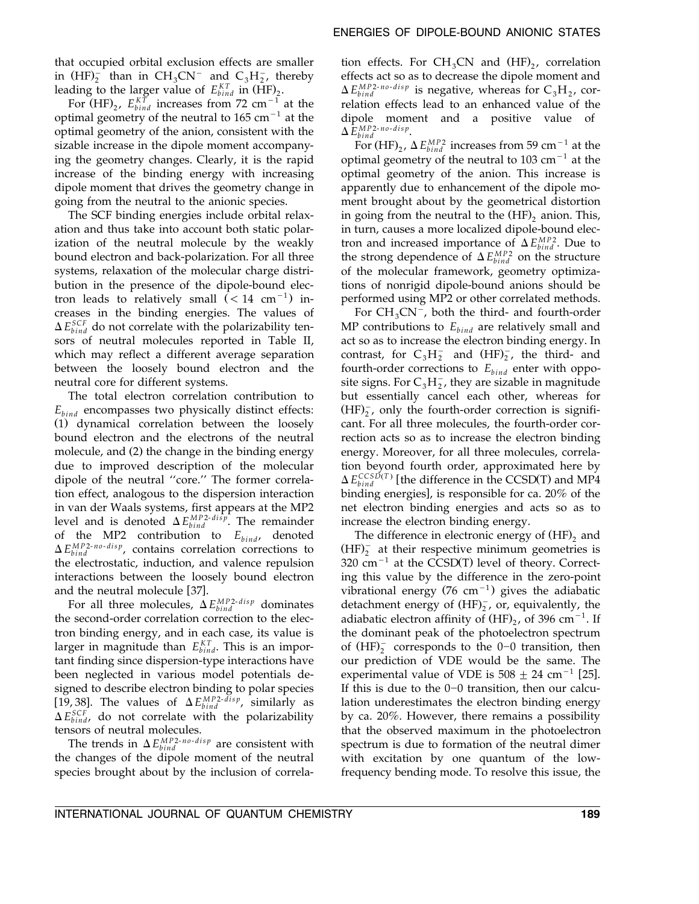that occupied orbital exclusion effects are smaller in $(HF)_2^-$ than in $CH_3CN^-$ and $C_3H_2^-$, thereby leading to the larger value of $E_{bind}^{KT}$ in $(HF)_2$.

For $(HF)_2$, $E_{bind}^{KT}$ increases from 72 $cm^{-1}$ at the optimal geometry of the neutral to 165 $cm^{-1}$ at the optimal geometry of the anion, consistent with the sizable increase in the dipole moment accompanying the geometry changes. Clearly, it is the rapid increase of the binding energy with increasing dipole moment that drives the geometry change in going from the neutral to the anionic species.

The SCF binding energies include orbital relaxation and thus take into account both static polarization of the neutral molecule by the weakly bound electron and back-polarization. For all three systems, relaxation of the molecular charge distribution in the presence of the dipole-bound electron leads to relatively small ($< 14$ $cm^{-1}$) increases in the binding energies. The values of $\Delta E_{bind}^{SCF}$ do not correlate with the polarizability tensors of neutral molecules reported in Table II, which may reflect a different average separation between the loosely bound electron and the neutral core for different systems.

The total electron correlation contribution to $E_{bind}$ encompasses two physically distinct effects: (1) dynamical correlation between the loosely bound electron and the electrons of the neutral molecule, and (2) the change in the binding energy due to improved description of the molecular dipole of the neutral "core." The former correlation effect, analogous to the dispersion interaction in van der Waals systems, first appears at the MP2 level and is denoted $\Delta E_{bind}^{MP2\text{-}disp}$. The remainder of the MP2 contribution to $E_{bind}$, denoted $\Delta E_{bind}^{MP2\text{-}no\text{-}disp}$, contains correlation corrections to the electrostatic, induction, and valence repulsion interactions between the loosely bound electron and the neutral molecule [37].

For all three molecules, $\Delta E_{bind}^{MP2\text{-}disp}$ dominates the second-order correlation correction to the electron binding energy, and in each case, its value is larger in magnitude than $E_{bind}^{KT}$. This is an important finding since dispersion-type interactions have been neglected in various model potentials designed to describe electron binding to polar species [19, 38]. The values of $\Delta E_{bind}^{MP2\text{-}disp}$, similarly as $\Delta E_{bind}^{SCF}$, do not correlate with the polarizability tensors of neutral molecules.

The trends in $\Delta E_{bind}^{MP2\text{-}no\text{-}disp}$ are consistent with the changes of the dipole moment of the neutral species brought about by the inclusion of correlation effects. For $CH_3CN$ and $(HF)_2$, correlation effects act so as to decrease the dipole moment and $\Delta E_{bind}^{MP2\text{-}no\text{-}disp}$ is negative, whereas for $C_3H_2$, correlation effects lead to an enhanced value of the dipole moment and a positive value of $\Delta E_{bind}^{MP2\text{-}no\text{-}disp}$.

For $(HF)_2$, $\Delta E_{bind}^{MP2}$ increases from 59 $cm^{-1}$ at the optimal geometry of the neutral to 103 $cm^{-1}$ at the optimal geometry of the anion. This increase is apparently due to enhancement of the dipole moment brought about by the geometrical distortion in going from the neutral to the $(HF)_2$ anion. This, in turn, causes a more localized dipole-bound electron and increased importance of $\Delta E_{bind}^{MP2}$. Due to the strong dependence of $\Delta E_{bind}^{MP2}$ on the structure of the molecular framework, geometry optimizations of nonrigid dipole-bound anions should be performed using MP2 or other correlated methods.

For $CH_3CN^-$, both the third- and fourth-order MP contributions to $E_{bind}$ are relatively small and act so as to increase the electron binding energy. In contrast, for $C_3H_2^-$ and $(HF)_2^-$, the third- and fourth-order corrections to $E_{bind}$ enter with opposite signs. For $C_3H_2^-$, they are sizable in magnitude but essentially cancel each other, whereas for $(HF)_2^-$, only the fourth-order correction is significant. For all three molecules, the fourth-order correction acts so as to increase the electron binding energy. Moreover, for all three molecules, correlation beyond fourth order, approximated here by $\Delta E_{bind}^{CCSD(T)}$ [the difference in the CCSD(T) and MP4 binding energies], is responsible for ca. 20% of the net electron binding energies and acts so as to increase the electron binding energy.

The difference in electronic energy of $(HF)_2$ and $(HF)_2^-$ at their respective minimum geometries is 320 $cm^{-1}$ at the CCSD(T) level of theory. Correcting this value by the difference in the zero-point vibrational energy (76 $cm^{-1}$) gives the adiabatic detachment energy of $(HF)_2^-$, or, equivalently, the adiabatic electron affinity of $(HF)_2$, of 396 $cm^{-1}$. If the dominant peak of the photoelectron spectrum of $(HF)_2^-$ corresponds to the 0–0 transition, then our prediction of VDE would be the same. The experimental value of VDE is $508 \pm 24$ $cm^{-1}$ [25]. If this is due to the 0–0 transition, then our calculation underestimates the electron binding energy by ca. 20%. However, there remains a possibility that the observed maximum in the photoelectron spectrum is due to formation of the neutral dimer with excitation by one quantum of the low-frequency bending mode. To resolve this issue, the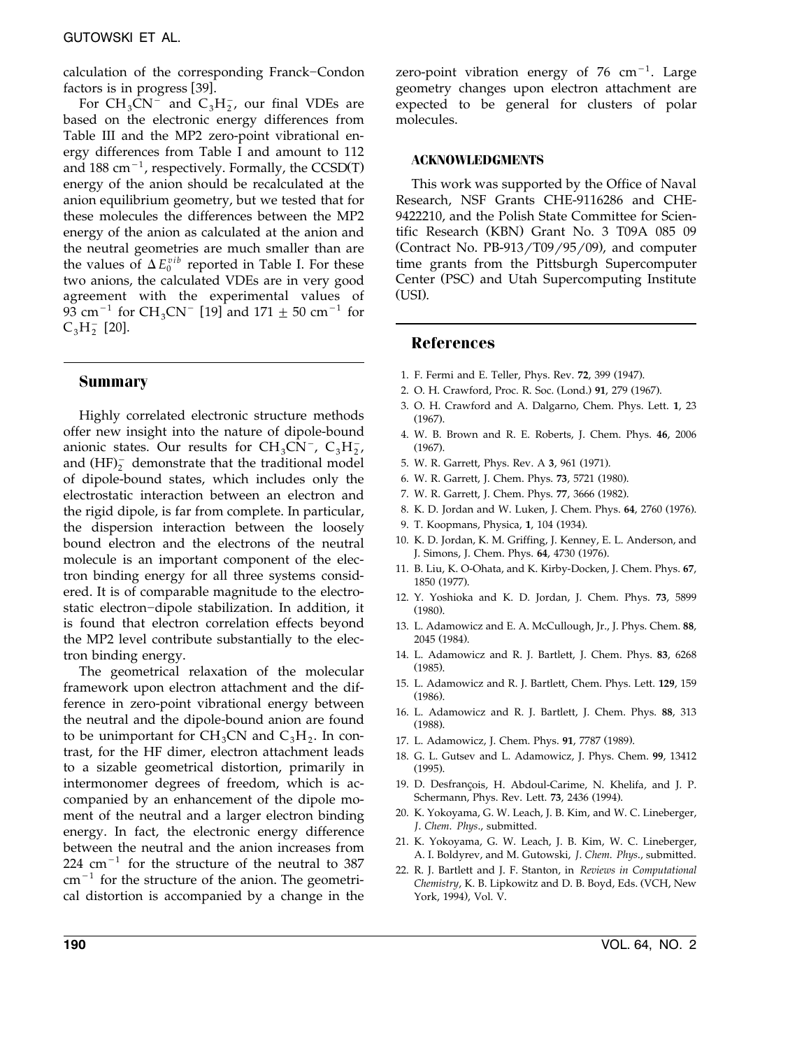calculation of the corresponding Franck–Condon factors is in progress [39].

For $CH_3CN^-$ and $C_3H_2^-$, our final VDEs are based on the electronic energy differences from Table III and the MP2 zero-point vibrational energy differences from Table I and amount to 112 and 188 $cm^{-1}$, respectively. Formally, the CCSD(T) energy of the anion should be recalculated at the anion equilibrium geometry, but we tested that for these molecules the differences between the MP2 energy of the anion as calculated at the anion and the neutral geometries are much smaller than are the values of $\Delta E_0^{vib}$ reported in Table I. For these two anions, the calculated VDEs are in very good agreement with the experimental values of 93 $cm^{-1}$ for $CH_3CN^-$ [19] and 171 ± 50 $cm^{-1}$ for $C_3H_2^-$ [20].

## Summary

Highly correlated electronic structure methods offer new insight into the nature of dipole-bound anionic states. Our results for $CH_3CN^-$, $C_3H_2^-$, and $(HF)_2^-$ demonstrate that the traditional model of dipole-bound states, which includes only the electrostatic interaction between an electron and the rigid dipole, is far from complete. In particular, the dispersion interaction between the loosely bound electron and the electrons of the neutral molecule is an important component of the electron binding energy for all three systems considered. It is of comparable magnitude to the electrostatic electron–dipole stabilization. In addition, it is found that electron correlation effects beyond the MP2 level contribute substantially to the electron binding energy.

The geometrical relaxation of the molecular framework upon electron attachment and the difference in zero-point vibrational energy between the neutral and the dipole-bound anion are found to be unimportant for $CH_3CN$ and $C_3H_2$. In contrast, for the HF dimer, electron attachment leads to a sizable geometrical distortion, primarily in intermonomer degrees of freedom, which is accompanied by an enhancement of the dipole moment of the neutral and a larger electron binding energy. In fact, the electronic energy difference between the neutral and the anion increases from 224 $cm^{-1}$ for the structure of the neutral to 387 $cm^{-1}$ for the structure of the anion. The geometrical distortion is accompanied by a change in the zero-point vibration energy of 76 $cm^{-1}$. Large geometry changes upon electron attachment are expected to be general for clusters of polar molecules.

### ACKNOWLEDGMENTS

This work was supported by the Office of Naval Research, NSF Grants CHE-9116286 and CHE-9422210, and the Polish State Committee for Scientific Research (KBN) Grant No. 3 T09A 085 09 (Contract No. PB-913/T09/95/09), and computer time grants from the Pittsburgh Supercomputer Center (PSC) and Utah Supercomputing Institute (USI).

## References

1. F. Fermi and E. Teller, Phys. Rev. **72**, 399 (1947).
2. O. H. Crawford, Proc. R. Soc. (Lond.) **91**, 279 (1967).
3. O. H. Crawford and A. Dalgarno, Chem. Phys. Lett. **1**, 23 (1967).
4. W. B. Brown and R. E. Roberts, J. Chem. Phys. **46**, 2006 (1967).
5. W. R. Garrett, Phys. Rev. A **3**, 961 (1971).
6. W. R. Garrett, J. Chem. Phys. **73**, 5721 (1980).
7. W. R. Garrett, J. Chem. Phys. **77**, 3666 (1982).
8. K. D. Jordan and W. Luken, J. Chem. Phys. **64**, 2760 (1976).
9. T. Koopmans, Physica, **1**, 104 (1934).
10. K. D. Jordan, K. M. Griffing, J. Kenney, E. L. Anderson, and J. Simons, J. Chem. Phys. **64**, 4730 (1976).
11. B. Liu, K. O-Ohata, and K. Kirby-Docken, J. Chem. Phys. **67**, 1850 (1977).
12. Y. Yoshioka and K. D. Jordan, J. Chem. Phys. **73**, 5899 (1980).
13. L. Adamowicz and E. A. McCullough, Jr., J. Phys. Chem. **88**, 2045 (1984).
14. L. Adamowicz and R. J. Bartlett, J. Chem. Phys. **83**, 6268 (1985).
15. L. Adamowicz and R. J. Bartlett, Chem. Phys. Lett. **129**, 159 (1986).
16. L. Adamowicz and R. J. Bartlett, J. Chem. Phys. **88**, 313 (1988).
17. L. Adamowicz, J. Chem. Phys. **91**, 7787 (1989).
18. G. L. Gutsev and L. Adamowicz, J. Phys. Chem. **99**, 13412 (1995).
19. D. Desfrançois, H. Abdoul-Carime, N. Khelifa, and J. P. Schermann, Phys. Rev. Lett. **73**, 2436 (1994).
20. K. Yokoyama, G. W. Leach, J. B. Kim, and W. C. Lineberger, *J. Chem. Phys.*, submitted.
21. K. Yokoyama, G. W. Leach, J. B. Kim, W. C. Lineberger, A. I. Boldyrev, and M. Gutowski, *J. Chem. Phys.*, submitted.
22. R. J. Bartlett and J. F. Stanton, in *Reviews in Computational Chemistry*, K. B. Lipkowitz and D. B. Boyd, Eds. (VCH, New York, 1994), Vol. V.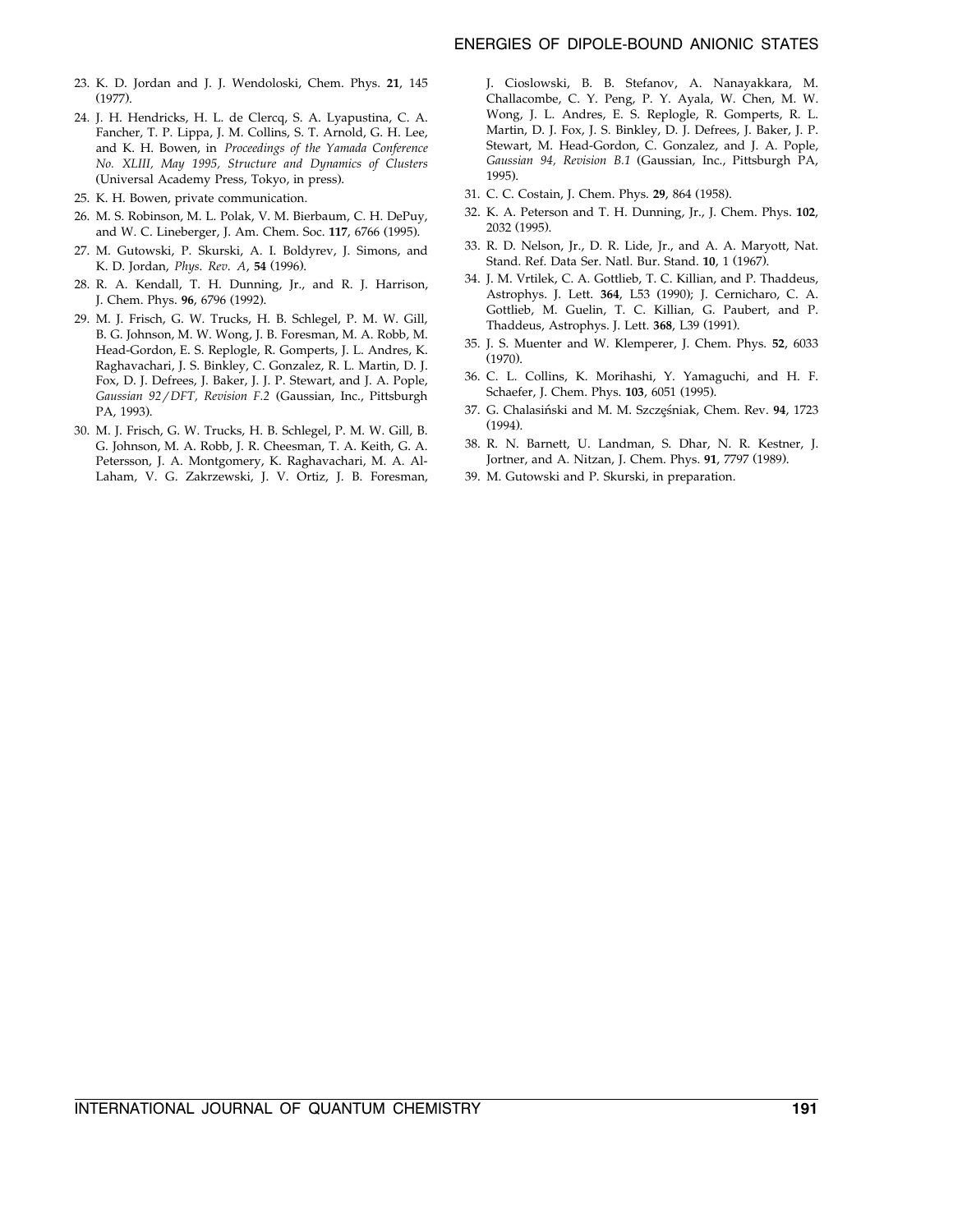23. K. D. Jordan and J. J. Wendoloski, Chem. Phys. **21**, 145 (1977).
24. J. H. Hendricks, H. L. de Clercq, S. A. Lyapustina, C. A. Fancher, T. P. Lippa, J. M. Collins, S. T. Arnold, G. H. Lee, and K. H. Bowen, in *Proceedings of the Yamada Conference No. XLIII, May 1995, Structure and Dynamics of Clusters* (Universal Academy Press, Tokyo, in press).
25. K. H. Bowen, private communication.
26. M. S. Robinson, M. L. Polak, V. M. Bierbaum, C. H. DePuy, and W. C. Lineberger, J. Am. Chem. Soc. **117**, 6766 (1995).
27. M. Gutowski, P. Skurski, A. I. Boldyrev, J. Simons, and K. D. Jordan, *Phys. Rev. A*, **54** (1996).
28. R. A. Kendall, T. H. Dunning, Jr., and R. J. Harrison, J. Chem. Phys. **96**, 6796 (1992).
29. M. J. Frisch, G. W. Trucks, H. B. Schlegel, P. M. W. Gill, B. G. Johnson, M. W. Wong, J. B. Foresman, M. A. Robb, M. Head-Gordon, E. S. Replogle, R. Gomperts, J. L. Andres, K. Raghavachari, J. S. Binkley, C. Gonzalez, R. L. Martin, D. J. Fox, D. J. Defrees, J. Baker, J. J. P. Stewart, and J. A. Pople, *Gaussian 92/DFT, Revision F.2* (Gaussian, Inc., Pittsburgh PA, 1993).
30. M. J. Frisch, G. W. Trucks, H. B. Schlegel, P. M. W. Gill, B. G. Johnson, M. A. Robb, J. R. Cheesman, T. A. Keith, G. A. Petersson, J. A. Montgomery, K. Raghavachari, M. A. Al-Laham, V. G. Zakrzewski, J. V. Ortiz, J. B. Foresman, J. Cioslowski, B. B. Stefanov, A. Nanayakkara, M. Challacombe, C. Y. Peng, P. Y. Ayala, W. Chen, M. W. Wong, J. L. Andres, E. S. Replogle, R. Gomperts, R. L. Martin, D. J. Fox, J. S. Binkley, D. J. Defrees, J. Baker, J. P. Stewart, M. Head-Gordon, C. Gonzalez, and J. A. Pople, *Gaussian 94, Revision B.1* (Gaussian, Inc., Pittsburgh PA, 1995).
31. C. C. Costain, J. Chem. Phys. **29**, 864 (1958).
32. K. A. Peterson and T. H. Dunning, Jr., J. Chem. Phys. **102**, 2032 (1995).
33. R. D. Nelson, Jr., D. R. Lide, Jr., and A. A. Maryott, Nat. Stand. Ref. Data Ser. Natl. Bur. Stand. **10**, 1 (1967).
34. J. M. Vrtilek, C. A. Gottlieb, T. C. Killian, and P. Thaddeus, Astrophys. J. Lett. **364**, L53 (1990); J. Cernicharo, C. A. Gottlieb, M. Guelin, T. C. Killian, G. Paubert, and P. Thaddeus, Astrophys. J. Lett. **368**, L39 (1991).
35. J. S. Muenter and W. Klemperer, J. Chem. Phys. **52**, 6033 (1970).
36. C. L. Collins, K. Morihashi, Y. Yamaguchi, and H. F. Schaefer, J. Chem. Phys. **103**, 6051 (1995).
37. G. Chalasiński and M. M. Szczęśniak, Chem. Rev. **94**, 1723 (1994).
38. R. N. Barnett, U. Landman, S. Dhar, N. R. Kestner, J. Jortner, and A. Nitzan, J. Chem. Phys. **91**, 7797 (1989).
39. M. Gutowski and P. Skurski, in preparation.